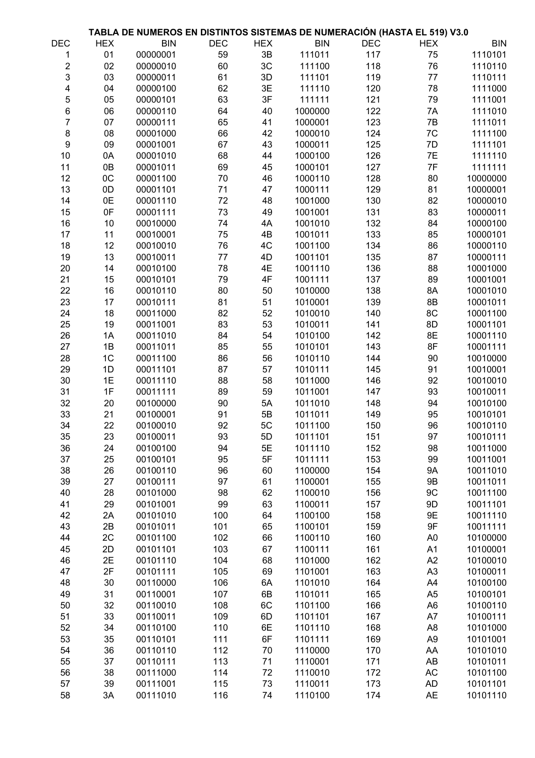**TABLA DE NUMEROS EN DISTINTOS SISTEMAS DE NUMERACIÓN (HASTA EL 519) V3.0**

| DEC | HEX | BIN | DEC | HEX | BIN | DEC | HEX | BIN |
|---|---|---|---|---|---|---|---|---|
| 1 | 01 | 00000001 | 59 | 3B | 111011 | 117 | 75 | 1110101 |
| 2 | 02 | 00000010 | 60 | 3C | 111100 | 118 | 76 | 1110110 |
| 3 | 03 | 00000011 | 61 | 3D | 111101 | 119 | 77 | 1110111 |
| 4 | 04 | 00000100 | 62 | 3E | 111110 | 120 | 78 | 1111000 |
| 5 | 05 | 00000101 | 63 | 3F | 111111 | 121 | 79 | 1111001 |
| 6 | 06 | 00000110 | 64 | 40 | 1000000 | 122 | 7A | 1111010 |
| 7 | 07 | 00000111 | 65 | 41 | 1000001 | 123 | 7B | 1111011 |
| 8 | 08 | 00001000 | 66 | 42 | 1000010 | 124 | 7C | 1111100 |
| 9 | 09 | 00001001 | 67 | 43 | 1000011 | 125 | 7D | 1111101 |
| 10 | 0A | 00001010 | 68 | 44 | 1000100 | 126 | 7E | 1111110 |
| 11 | 0B | 00001011 | 69 | 45 | 1000101 | 127 | 7F | 1111111 |
| 12 | 0C | 00001100 | 70 | 46 | 1000110 | 128 | 80 | 10000000 |
| 13 | 0D | 00001101 | 71 | 47 | 1000111 | 129 | 81 | 10000001 |
| 14 | 0E | 00001110 | 72 | 48 | 1001000 | 130 | 82 | 10000010 |
| 15 | 0F | 00001111 | 73 | 49 | 1001001 | 131 | 83 | 10000011 |
| 16 | 10 | 00010000 | 74 | 4A | 1001010 | 132 | 84 | 10000100 |
| 17 | 11 | 00010001 | 75 | 4B | 1001011 | 133 | 85 | 10000101 |
| 18 | 12 | 00010010 | 76 | 4C | 1001100 | 134 | 86 | 10000110 |
| 19 | 13 | 00010011 | 77 | 4D | 1001101 | 135 | 87 | 10000111 |
| 20 | 14 | 00010100 | 78 | 4E | 1001110 | 136 | 88 | 10001000 |
| 21 | 15 | 00010101 | 79 | 4F | 1001111 | 137 | 89 | 10001001 |
| 22 | 16 | 00010110 | 80 | 50 | 1010000 | 138 | 8A | 10001010 |
| 23 | 17 | 00010111 | 81 | 51 | 1010001 | 139 | 8B | 10001011 |
| 24 | 18 | 00011000 | 82 | 52 | 1010010 | 140 | 8C | 10001100 |
| 25 | 19 | 00011001 | 83 | 53 | 1010011 | 141 | 8D | 10001101 |
| 26 | 1A | 00011010 | 84 | 54 | 1010100 | 142 | 8E | 10001110 |
| 27 | 1B | 00011011 | 85 | 55 | 1010101 | 143 | 8F | 10001111 |
| 28 | 1C | 00011100 | 86 | 56 | 1010110 | 144 | 90 | 10010000 |
| 29 | 1D | 00011101 | 87 | 57 | 1010111 | 145 | 91 | 10010001 |
| 30 | 1E | 00011110 | 88 | 58 | 1011000 | 146 | 92 | 10010010 |
| 31 | 1F | 00011111 | 89 | 59 | 1011001 | 147 | 93 | 10010011 |
| 32 | 20 | 00100000 | 90 | 5A | 1011010 | 148 | 94 | 10010100 |
| 33 | 21 | 00100001 | 91 | 5B | 1011011 | 149 | 95 | 10010101 |
| 34 | 22 | 00100010 | 92 | 5C | 1011100 | 150 | 96 | 10010110 |
| 35 | 23 | 00100011 | 93 | 5D | 1011101 | 151 | 97 | 10010111 |
| 36 | 24 | 00100100 | 94 | 5E | 1011110 | 152 | 98 | 10011000 |
| 37 | 25 | 00100101 | 95 | 5F | 1011111 | 153 | 99 | 10011001 |
| 38 | 26 | 00100110 | 96 | 60 | 1100000 | 154 | 9A | 10011010 |
| 39 | 27 | 00100111 | 97 | 61 | 1100001 | 155 | 9B | 10011011 |
| 40 | 28 | 00101000 | 98 | 62 | 1100010 | 156 | 9C | 10011100 |
| 41 | 29 | 00101001 | 99 | 63 | 1100011 | 157 | 9D | 10011101 |
| 42 | 2A | 00101010 | 100 | 64 | 1100100 | 158 | 9E | 10011110 |
| 43 | 2B | 00101011 | 101 | 65 | 1100101 | 159 | 9F | 10011111 |
| 44 | 2C | 00101100 | 102 | 66 | 1100110 | 160 | A0 | 10100000 |
| 45 | 2D | 00101101 | 103 | 67 | 1100111 | 161 | A1 | 10100001 |
| 46 | 2E | 00101110 | 104 | 68 | 1101000 | 162 | A2 | 10100010 |
| 47 | 2F | 00101111 | 105 | 69 | 1101001 | 163 | A3 | 10100011 |
| 48 | 30 | 00110000 | 106 | 6A | 1101010 | 164 | A4 | 10100100 |
| 49 | 31 | 00110001 | 107 | 6B | 1101011 | 165 | A5 | 10100101 |
| 50 | 32 | 00110010 | 108 | 6C | 1101100 | 166 | A6 | 10100110 |
| 51 | 33 | 00110011 | 109 | 6D | 1101101 | 167 | A7 | 10100111 |
| 52 | 34 | 00110100 | 110 | 6E | 1101110 | 168 | A8 | 10101000 |
| 53 | 35 | 00110101 | 111 | 6F | 1101111 | 169 | A9 | 10101001 |
| 54 | 36 | 00110110 | 112 | 70 | 1110000 | 170 | AA | 10101010 |
| 55 | 37 | 00110111 | 113 | 71 | 1110001 | 171 | AB | 10101011 |
| 56 | 38 | 00111000 | 114 | 72 | 1110010 | 172 | AC | 10101100 |
| 57 | 39 | 00111001 | 115 | 73 | 1110011 | 173 | AD | 10101101 |
| 58 | 3A | 00111010 | 116 | 74 | 1110100 | 174 | AE | 10101110 |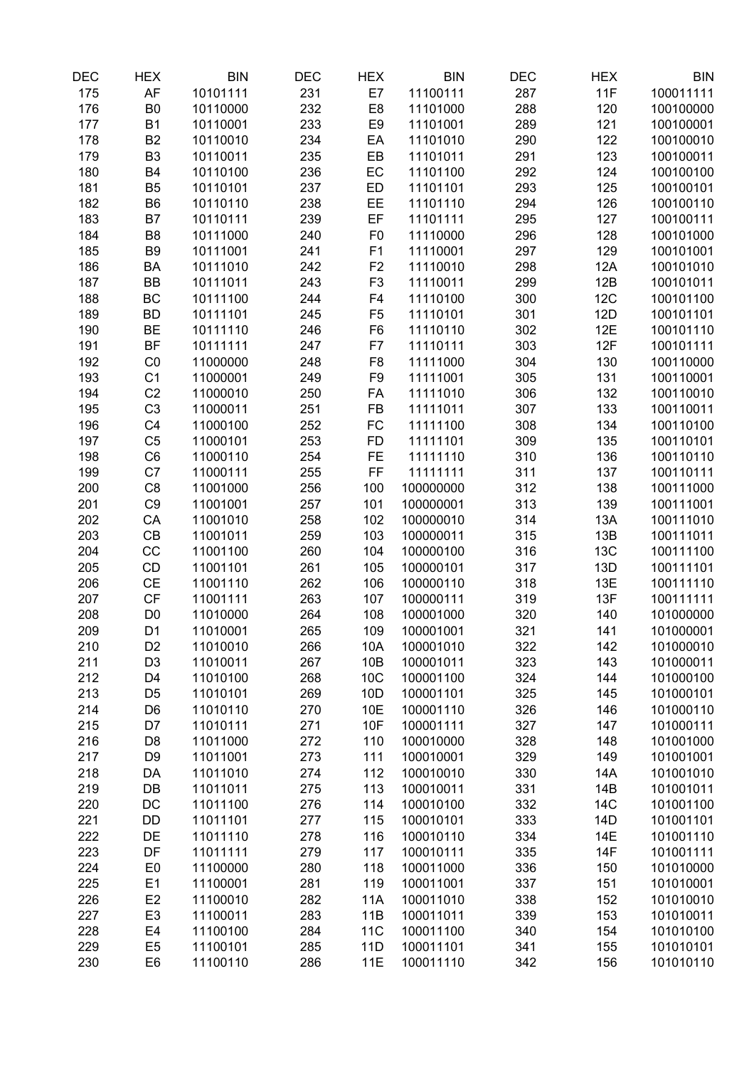| DEC | HEX | BIN | DEC | HEX | BIN | DEC | HEX | BIN |
|---|---|---|---|---|---|---|---|---|
| 175 | AF | 10101111 | 231 | E7 | 11100111 | 287 | 11F | 100011111 |
| 176 | B0 | 10110000 | 232 | E8 | 11101000 | 288 | 120 | 100100000 |
| 177 | B1 | 10110001 | 233 | E9 | 11101001 | 289 | 121 | 100100001 |
| 178 | B2 | 10110010 | 234 | EA | 11101010 | 290 | 122 | 100100010 |
| 179 | B3 | 10110011 | 235 | EB | 11101011 | 291 | 123 | 100100011 |
| 180 | B4 | 10110100 | 236 | EC | 11101100 | 292 | 124 | 100100100 |
| 181 | B5 | 10110101 | 237 | ED | 11101101 | 293 | 125 | 100100101 |
| 182 | B6 | 10110110 | 238 | EE | 11101110 | 294 | 126 | 100100110 |
| 183 | B7 | 10110111 | 239 | EF | 11101111 | 295 | 127 | 100100111 |
| 184 | B8 | 10111000 | 240 | F0 | 11110000 | 296 | 128 | 100101000 |
| 185 | B9 | 10111001 | 241 | F1 | 11110001 | 297 | 129 | 100101001 |
| 186 | BA | 10111010 | 242 | F2 | 11110010 | 298 | 12A | 100101010 |
| 187 | BB | 10111011 | 243 | F3 | 11110011 | 299 | 12B | 100101011 |
| 188 | BC | 10111100 | 244 | F4 | 11110100 | 300 | 12C | 100101100 |
| 189 | BD | 10111101 | 245 | F5 | 11110101 | 301 | 12D | 100101101 |
| 190 | BE | 10111110 | 246 | F6 | 11110110 | 302 | 12E | 100101110 |
| 191 | BF | 10111111 | 247 | F7 | 11110111 | 303 | 12F | 100101111 |
| 192 | C0 | 11000000 | 248 | F8 | 11111000 | 304 | 130 | 100110000 |
| 193 | C1 | 11000001 | 249 | F9 | 11111001 | 305 | 131 | 100110001 |
| 194 | C2 | 11000010 | 250 | FA | 11111010 | 306 | 132 | 100110010 |
| 195 | C3 | 11000011 | 251 | FB | 11111011 | 307 | 133 | 100110011 |
| 196 | C4 | 11000100 | 252 | FC | 11111100 | 308 | 134 | 100110100 |
| 197 | C5 | 11000101 | 253 | FD | 11111101 | 309 | 135 | 100110101 |
| 198 | C6 | 11000110 | 254 | FE | 11111110 | 310 | 136 | 100110110 |
| 199 | C7 | 11000111 | 255 | FF | 11111111 | 311 | 137 | 100110111 |
| 200 | C8 | 11001000 | 256 | 100 | 100000000 | 312 | 138 | 100111000 |
| 201 | C9 | 11001001 | 257 | 101 | 100000001 | 313 | 139 | 100111001 |
| 202 | CA | 11001010 | 258 | 102 | 100000010 | 314 | 13A | 100111010 |
| 203 | CB | 11001011 | 259 | 103 | 100000011 | 315 | 13B | 100111011 |
| 204 | CC | 11001100 | 260 | 104 | 100000100 | 316 | 13C | 100111100 |
| 205 | CD | 11001101 | 261 | 105 | 100000101 | 317 | 13D | 100111101 |
| 206 | CE | 11001110 | 262 | 106 | 100000110 | 318 | 13E | 100111110 |
| 207 | CF | 11001111 | 263 | 107 | 100000111 | 319 | 13F | 100111111 |
| 208 | D0 | 11010000 | 264 | 108 | 100001000 | 320 | 140 | 101000000 |
| 209 | D1 | 11010001 | 265 | 109 | 100001001 | 321 | 141 | 101000001 |
| 210 | D2 | 11010010 | 266 | 10A | 100001010 | 322 | 142 | 101000010 |
| 211 | D3 | 11010011 | 267 | 10B | 100001011 | 323 | 143 | 101000011 |
| 212 | D4 | 11010100 | 268 | 10C | 100001100 | 324 | 144 | 101000100 |
| 213 | D5 | 11010101 | 269 | 10D | 100001101 | 325 | 145 | 101000101 |
| 214 | D6 | 11010110 | 270 | 10E | 100001110 | 326 | 146 | 101000110 |
| 215 | D7 | 11010111 | 271 | 10F | 100001111 | 327 | 147 | 101000111 |
| 216 | D8 | 11011000 | 272 | 110 | 100010000 | 328 | 148 | 101001000 |
| 217 | D9 | 11011001 | 273 | 111 | 100010001 | 329 | 149 | 101001001 |
| 218 | DA | 11011010 | 274 | 112 | 100010010 | 330 | 14A | 101001010 |
| 219 | DB | 11011011 | 275 | 113 | 100010011 | 331 | 14B | 101001011 |
| 220 | DC | 11011100 | 276 | 114 | 100010100 | 332 | 14C | 101001100 |
| 221 | DD | 11011101 | 277 | 115 | 100010101 | 333 | 14D | 101001101 |
| 222 | DE | 11011110 | 278 | 116 | 100010110 | 334 | 14E | 101001110 |
| 223 | DF | 11011111 | 279 | 117 | 100010111 | 335 | 14F | 101001111 |
| 224 | E0 | 11100000 | 280 | 118 | 100011000 | 336 | 150 | 101010000 |
| 225 | E1 | 11100001 | 281 | 119 | 100011001 | 337 | 151 | 101010001 |
| 226 | E2 | 11100010 | 282 | 11A | 100011010 | 338 | 152 | 101010010 |
| 227 | E3 | 11100011 | 283 | 11B | 100011011 | 339 | 153 | 101010011 |
| 228 | E4 | 11100100 | 284 | 11C | 100011100 | 340 | 154 | 101010100 |
| 229 | E5 | 11100101 | 285 | 11D | 100011101 | 341 | 155 | 101010101 |
| 230 | E6 | 11100110 | 286 | 11E | 100011110 | 342 | 156 | 101010110 |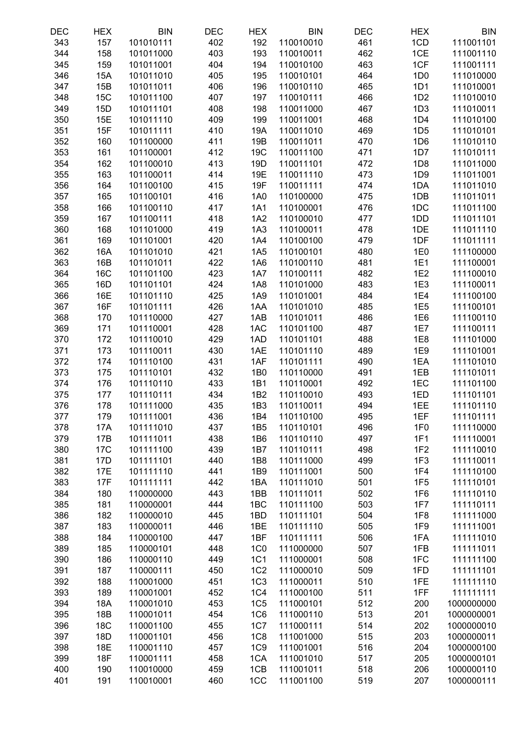| DEC | HEX | BIN | DEC | HEX | BIN | DEC | HEX | BIN |
|---|---|---|---|---|---|---|---|---|
| 343 | 157 | 101010111 | 402 | 192 | 110010010 | 461 | 1CD | 111001101 |
| 344 | 158 | 101011000 | 403 | 193 | 110010011 | 462 | 1CE | 111001110 |
| 345 | 159 | 101011001 | 404 | 194 | 110010100 | 463 | 1CF | 111001111 |
| 346 | 15A | 101011010 | 405 | 195 | 110010101 | 464 | 1D0 | 111010000 |
| 347 | 15B | 101011011 | 406 | 196 | 110010110 | 465 | 1D1 | 111010001 |
| 348 | 15C | 101011100 | 407 | 197 | 110010111 | 466 | 1D2 | 111010010 |
| 349 | 15D | 101011101 | 408 | 198 | 110011000 | 467 | 1D3 | 111010011 |
| 350 | 15E | 101011110 | 409 | 199 | 110011001 | 468 | 1D4 | 111010100 |
| 351 | 15F | 101011111 | 410 | 19A | 110011010 | 469 | 1D5 | 111010101 |
| 352 | 160 | 101100000 | 411 | 19B | 110011011 | 470 | 1D6 | 111010110 |
| 353 | 161 | 101100001 | 412 | 19C | 110011100 | 471 | 1D7 | 111010111 |
| 354 | 162 | 101100010 | 413 | 19D | 110011101 | 472 | 1D8 | 111011000 |
| 355 | 163 | 101100011 | 414 | 19E | 110011110 | 473 | 1D9 | 111011001 |
| 356 | 164 | 101100100 | 415 | 19F | 110011111 | 474 | 1DA | 111011010 |
| 357 | 165 | 101100101 | 416 | 1A0 | 110100000 | 475 | 1DB | 111011011 |
| 358 | 166 | 101100110 | 417 | 1A1 | 110100001 | 476 | 1DC | 111011100 |
| 359 | 167 | 101100111 | 418 | 1A2 | 110100010 | 477 | 1DD | 111011101 |
| 360 | 168 | 101101000 | 419 | 1A3 | 110100011 | 478 | 1DE | 111011110 |
| 361 | 169 | 101101001 | 420 | 1A4 | 110100100 | 479 | 1DF | 111011111 |
| 362 | 16A | 101101010 | 421 | 1A5 | 110100101 | 480 | 1E0 | 111100000 |
| 363 | 16B | 101101011 | 422 | 1A6 | 110100110 | 481 | 1E1 | 111100001 |
| 364 | 16C | 101101100 | 423 | 1A7 | 110100111 | 482 | 1E2 | 111100010 |
| 365 | 16D | 101101101 | 424 | 1A8 | 110101000 | 483 | 1E3 | 111100011 |
| 366 | 16E | 101101110 | 425 | 1A9 | 110101001 | 484 | 1E4 | 111100100 |
| 367 | 16F | 101101111 | 426 | 1AA | 110101010 | 485 | 1E5 | 111100101 |
| 368 | 170 | 101110000 | 427 | 1AB | 110101011 | 486 | 1E6 | 111100110 |
| 369 | 171 | 101110001 | 428 | 1AC | 110101100 | 487 | 1E7 | 111100111 |
| 370 | 172 | 101110010 | 429 | 1AD | 110101101 | 488 | 1E8 | 111101000 |
| 371 | 173 | 101110011 | 430 | 1AE | 110101110 | 489 | 1E9 | 111101001 |
| 372 | 174 | 101110100 | 431 | 1AF | 110101111 | 490 | 1EA | 111101010 |
| 373 | 175 | 101110101 | 432 | 1B0 | 110110000 | 491 | 1EB | 111101011 |
| 374 | 176 | 101110110 | 433 | 1B1 | 110110001 | 492 | 1EC | 111101100 |
| 375 | 177 | 101110111 | 434 | 1B2 | 110110010 | 493 | 1ED | 111101101 |
| 376 | 178 | 101111000 | 435 | 1B3 | 110110011 | 494 | 1EE | 111101110 |
| 377 | 179 | 101111001 | 436 | 1B4 | 110110100 | 495 | 1EF | 111101111 |
| 378 | 17A | 101111010 | 437 | 1B5 | 110110101 | 496 | 1F0 | 111110000 |
| 379 | 17B | 101111011 | 438 | 1B6 | 110110110 | 497 | 1F1 | 111110001 |
| 380 | 17C | 101111100 | 439 | 1B7 | 110110111 | 498 | 1F2 | 111110010 |
| 381 | 17D | 101111101 | 440 | 1B8 | 110111000 | 499 | 1F3 | 111110011 |
| 382 | 17E | 101111110 | 441 | 1B9 | 110111001 | 500 | 1F4 | 111110100 |
| 383 | 17F | 101111111 | 442 | 1BA | 110111010 | 501 | 1F5 | 111110101 |
| 384 | 180 | 110000000 | 443 | 1BB | 110111011 | 502 | 1F6 | 111110110 |
| 385 | 181 | 110000001 | 444 | 1BC | 110111100 | 503 | 1F7 | 111110111 |
| 386 | 182 | 110000010 | 445 | 1BD | 110111101 | 504 | 1F8 | 111111000 |
| 387 | 183 | 110000011 | 446 | 1BE | 110111110 | 505 | 1F9 | 111111001 |
| 388 | 184 | 110000100 | 447 | 1BF | 110111111 | 506 | 1FA | 111111010 |
| 389 | 185 | 110000101 | 448 | 1C0 | 111000000 | 507 | 1FB | 111111011 |
| 390 | 186 | 110000110 | 449 | 1C1 | 111000001 | 508 | 1FC | 111111100 |
| 391 | 187 | 110000111 | 450 | 1C2 | 111000010 | 509 | 1FD | 111111101 |
| 392 | 188 | 110001000 | 451 | 1C3 | 111000011 | 510 | 1FE | 111111110 |
| 393 | 189 | 110001001 | 452 | 1C4 | 111000100 | 511 | 1FF | 111111111 |
| 394 | 18A | 110001010 | 453 | 1C5 | 111000101 | 512 | 200 | 1000000000 |
| 395 | 18B | 110001011 | 454 | 1C6 | 111000110 | 513 | 201 | 1000000001 |
| 396 | 18C | 110001100 | 455 | 1C7 | 111000111 | 514 | 202 | 1000000010 |
| 397 | 18D | 110001101 | 456 | 1C8 | 111001000 | 515 | 203 | 1000000011 |
| 398 | 18E | 110001110 | 457 | 1C9 | 111001001 | 516 | 204 | 1000000100 |
| 399 | 18F | 110001111 | 458 | 1CA | 111001010 | 517 | 205 | 1000000101 |
| 400 | 190 | 110010000 | 459 | 1CB | 111001011 | 518 | 206 | 1000000110 |
| 401 | 191 | 110010001 | 460 | 1CC | 111001100 | 519 | 207 | 1000000111 |